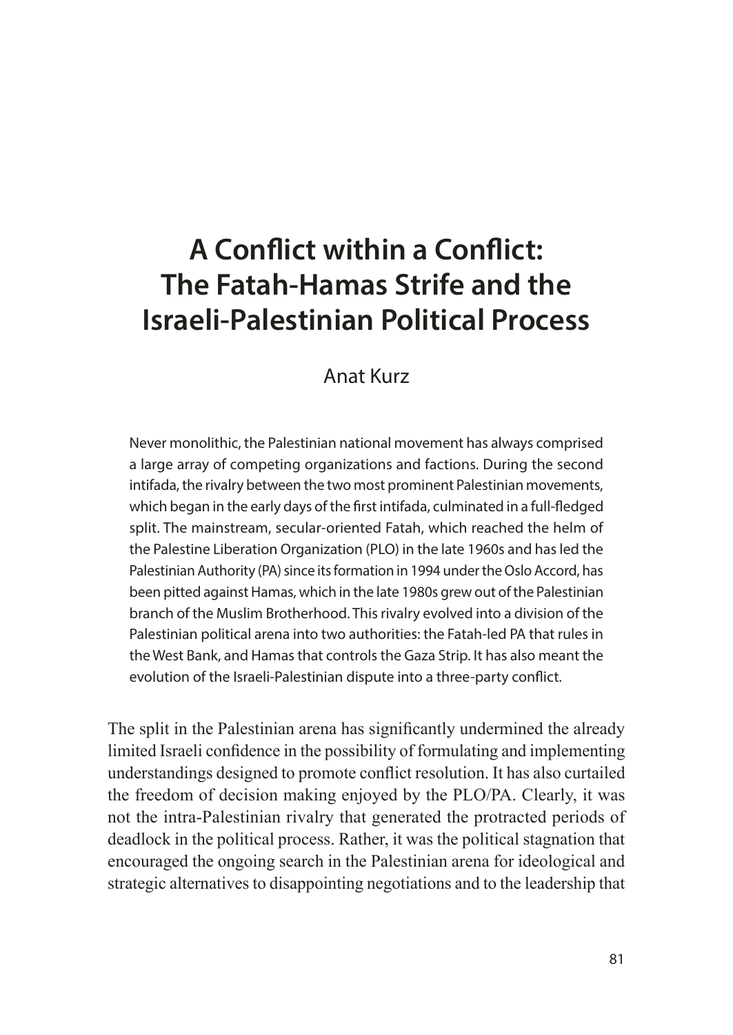# A Conflict within a Conflict: The Fatah-Hamas Strife and the Israeli-Palestinian Political Process

Anat Kurz

Never monolithic, the Palestinian national movement has always comprised a large array of competing organizations and factions. During the second intifada, the rivalry between the two most prominent Palestinian movements, which began in the early days of the first intifada, culminated in a full-fledged split. The mainstream, secular-oriented Fatah, which reached the helm of the Palestine Liberation Organization (PLO) in the late 1960s and has led the Palestinian Authority (PA) since its formation in 1994 under the Oslo Accord, has been pitted against Hamas, which in the late 1980s grew out of the Palestinian branch of the Muslim Brotherhood. This rivalry evolved into a division of the Palestinian political arena into two authorities: the Fatah-led PA that rules in the West Bank, and Hamas that controls the Gaza Strip. It has also meant the evolution of the Israeli-Palestinian dispute into a three-party conflict.

The split in the Palestinian arena has significantly undermined the already limited Israeli confidence in the possibility of formulating and implementing understandings designed to promote conflict resolution. It has also curtailed the freedom of decision making enjoyed by the PLO/PA. Clearly, it was not the intra-Palestinian rivalry that generated the protracted periods of deadlock in the political process. Rather, it was the political stagnation that encouraged the ongoing search in the Palestinian arena for ideological and strategic alternatives to disappointing negotiations and to the leadership that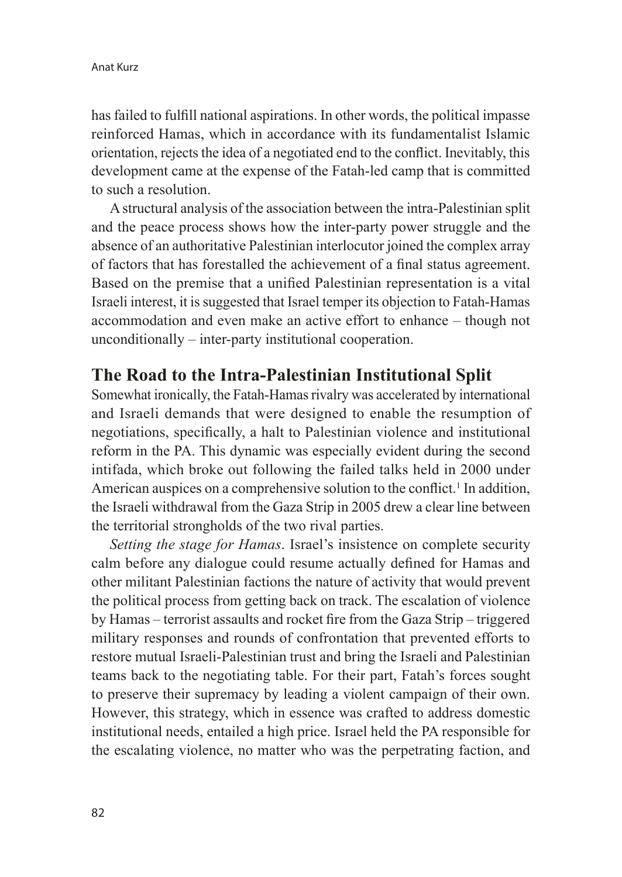has failed to fulfill national aspirations. In other words, the political impasse reinforced Hamas, which in accordance with its fundamentalist Islamic orientation, rejects the idea of a negotiated end to the conflict. Inevitably, this development came at the expense of the Fatah-led camp that is committed to such a resolution.

A structural analysis of the association between the intra-Palestinian split and the peace process shows how the inter-party power struggle and the absence of an authoritative Palestinian interlocutor joined the complex array of factors that has forestalled the achievement of a final status agreement. Based on the premise that a unified Palestinian representation is a vital Israeli interest, it is suggested that Israel temper its objection to Fatah-Hamas accommodation and even make an active effort to enhance – though not unconditionally – inter-party institutional cooperation.

## The Road to the Intra-Palestinian Institutional Split

Somewhat ironically, the Fatah-Hamas rivalry was accelerated by international and Israeli demands that were designed to enable the resumption of negotiations, specifically, a halt to Palestinian violence and institutional reform in the PA. This dynamic was especially evident during the second intifada, which broke out following the failed talks held in 2000 under American auspices on a comprehensive solution to the conflict.[1] In addition, the Israeli withdrawal from the Gaza Strip in 2005 drew a clear line between the territorial strongholds of the two rival parties.

*Setting the stage for Hamas*. Israel's insistence on complete security calm before any dialogue could resume actually defined for Hamas and other militant Palestinian factions the nature of activity that would prevent the political process from getting back on track. The escalation of violence by Hamas – terrorist assaults and rocket fire from the Gaza Strip – triggered military responses and rounds of confrontation that prevented efforts to restore mutual Israeli-Palestinian trust and bring the Israeli and Palestinian teams back to the negotiating table. For their part, Fatah's forces sought to preserve their supremacy by leading a violent campaign of their own. However, this strategy, which in essence was crafted to address domestic institutional needs, entailed a high price. Israel held the PA responsible for the escalating violence, no matter who was the perpetrating faction, and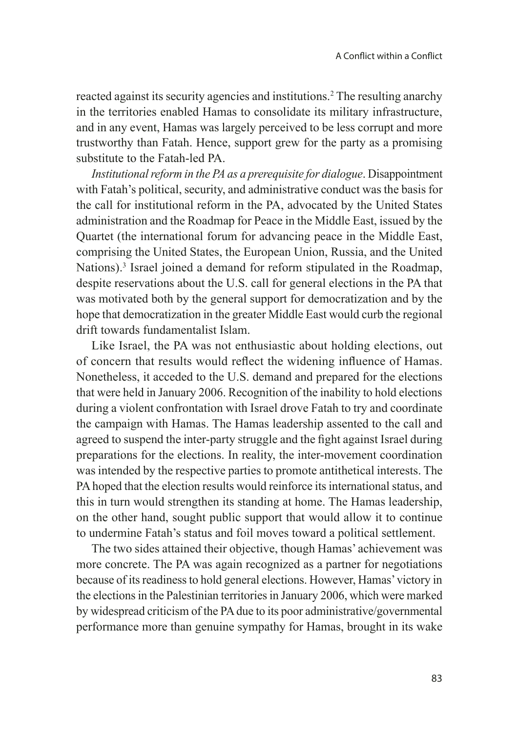reacted against its security agencies and institutions.[2] The resulting anarchy in the territories enabled Hamas to consolidate its military infrastructure, and in any event, Hamas was largely perceived to be less corrupt and more trustworthy than Fatah. Hence, support grew for the party as a promising substitute to the Fatah-led PA.

*Institutional reform in the PA as a prerequisite for dialogue*. Disappointment with Fatah's political, security, and administrative conduct was the basis for the call for institutional reform in the PA, advocated by the United States administration and the Roadmap for Peace in the Middle East, issued by the Quartet (the international forum for advancing peace in the Middle East, comprising the United States, the European Union, Russia, and the United Nations).[3] Israel joined a demand for reform stipulated in the Roadmap, despite reservations about the U.S. call for general elections in the PA that was motivated both by the general support for democratization and by the hope that democratization in the greater Middle East would curb the regional drift towards fundamentalist Islam.

Like Israel, the PA was not enthusiastic about holding elections, out of concern that results would reflect the widening influence of Hamas. Nonetheless, it acceded to the U.S. demand and prepared for the elections that were held in January 2006. Recognition of the inability to hold elections during a violent confrontation with Israel drove Fatah to try and coordinate the campaign with Hamas. The Hamas leadership assented to the call and agreed to suspend the inter-party struggle and the fight against Israel during preparations for the elections. In reality, the inter-movement coordination was intended by the respective parties to promote antithetical interests. The PA hoped that the election results would reinforce its international status, and this in turn would strengthen its standing at home. The Hamas leadership, on the other hand, sought public support that would allow it to continue to undermine Fatah's status and foil moves toward a political settlement.

The two sides attained their objective, though Hamas' achievement was more concrete. The PA was again recognized as a partner for negotiations because of its readiness to hold general elections. However, Hamas' victory in the elections in the Palestinian territories in January 2006, which were marked by widespread criticism of the PA due to its poor administrative/governmental performance more than genuine sympathy for Hamas, brought in its wake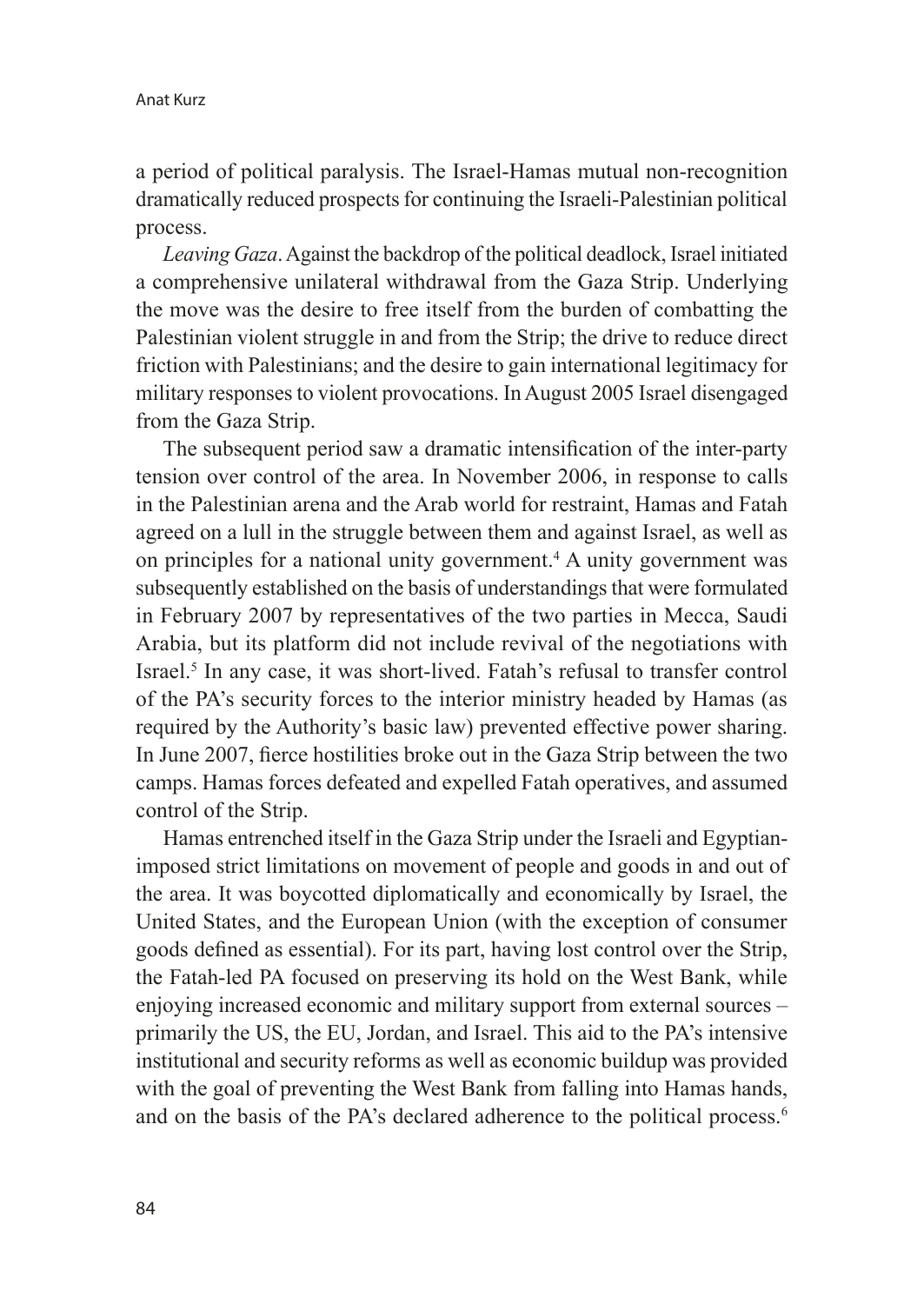a period of political paralysis. The Israel-Hamas mutual non-recognition dramatically reduced prospects for continuing the Israeli-Palestinian political process.

*Leaving Gaza*. Against the backdrop of the political deadlock, Israel initiated a comprehensive unilateral withdrawal from the Gaza Strip. Underlying the move was the desire to free itself from the burden of combatting the Palestinian violent struggle in and from the Strip; the drive to reduce direct friction with Palestinians; and the desire to gain international legitimacy for military responses to violent provocations. In August 2005 Israel disengaged from the Gaza Strip.

The subsequent period saw a dramatic intensification of the inter-party tension over control of the area. In November 2006, in response to calls in the Palestinian arena and the Arab world for restraint, Hamas and Fatah agreed on a lull in the struggle between them and against Israel, as well as on principles for a national unity government.[4] A unity government was subsequently established on the basis of understandings that were formulated in February 2007 by representatives of the two parties in Mecca, Saudi Arabia, but its platform did not include revival of the negotiations with Israel.[5] In any case, it was short-lived. Fatah's refusal to transfer control of the PA's security forces to the interior ministry headed by Hamas (as required by the Authority's basic law) prevented effective power sharing. In June 2007, fierce hostilities broke out in the Gaza Strip between the two camps. Hamas forces defeated and expelled Fatah operatives, and assumed control of the Strip.

Hamas entrenched itself in the Gaza Strip under the Israeli and Egyptian-imposed strict limitations on movement of people and goods in and out of the area. It was boycotted diplomatically and economically by Israel, the United States, and the European Union (with the exception of consumer goods defined as essential). For its part, having lost control over the Strip, the Fatah-led PA focused on preserving its hold on the West Bank, while enjoying increased economic and military support from external sources – primarily the US, the EU, Jordan, and Israel. This aid to the PA's intensive institutional and security reforms as well as economic buildup was provided with the goal of preventing the West Bank from falling into Hamas hands, and on the basis of the PA's declared adherence to the political process.[6]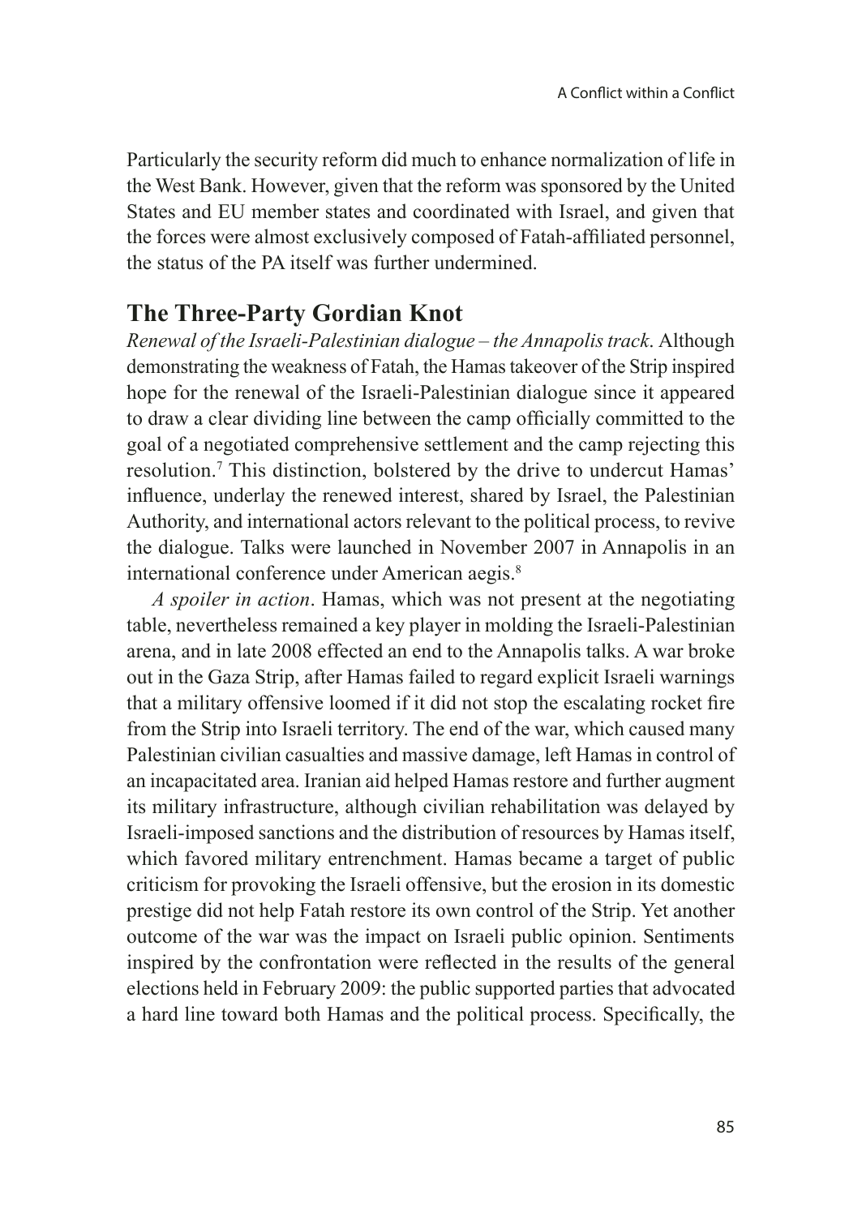Particularly the security reform did much to enhance normalization of life in the West Bank. However, given that the reform was sponsored by the United States and EU member states and coordinated with Israel, and given that the forces were almost exclusively composed of Fatah-affiliated personnel, the status of the PA itself was further undermined.

## The Three-Party Gordian Knot

*Renewal of the Israeli-Palestinian dialogue – the Annapolis track*. Although demonstrating the weakness of Fatah, the Hamas takeover of the Strip inspired hope for the renewal of the Israeli-Palestinian dialogue since it appeared to draw a clear dividing line between the camp officially committed to the goal of a negotiated comprehensive settlement and the camp rejecting this resolution.[7] This distinction, bolstered by the drive to undercut Hamas' influence, underlay the renewed interest, shared by Israel, the Palestinian Authority, and international actors relevant to the political process, to revive the dialogue. Talks were launched in November 2007 in Annapolis in an international conference under American aegis.[8]

*A spoiler in action*. Hamas, which was not present at the negotiating table, nevertheless remained a key player in molding the Israeli-Palestinian arena, and in late 2008 effected an end to the Annapolis talks. A war broke out in the Gaza Strip, after Hamas failed to regard explicit Israeli warnings that a military offensive loomed if it did not stop the escalating rocket fire from the Strip into Israeli territory. The end of the war, which caused many Palestinian civilian casualties and massive damage, left Hamas in control of an incapacitated area. Iranian aid helped Hamas restore and further augment its military infrastructure, although civilian rehabilitation was delayed by Israeli-imposed sanctions and the distribution of resources by Hamas itself, which favored military entrenchment. Hamas became a target of public criticism for provoking the Israeli offensive, but the erosion in its domestic prestige did not help Fatah restore its own control of the Strip. Yet another outcome of the war was the impact on Israeli public opinion. Sentiments inspired by the confrontation were reflected in the results of the general elections held in February 2009: the public supported parties that advocated a hard line toward both Hamas and the political process. Specifically, the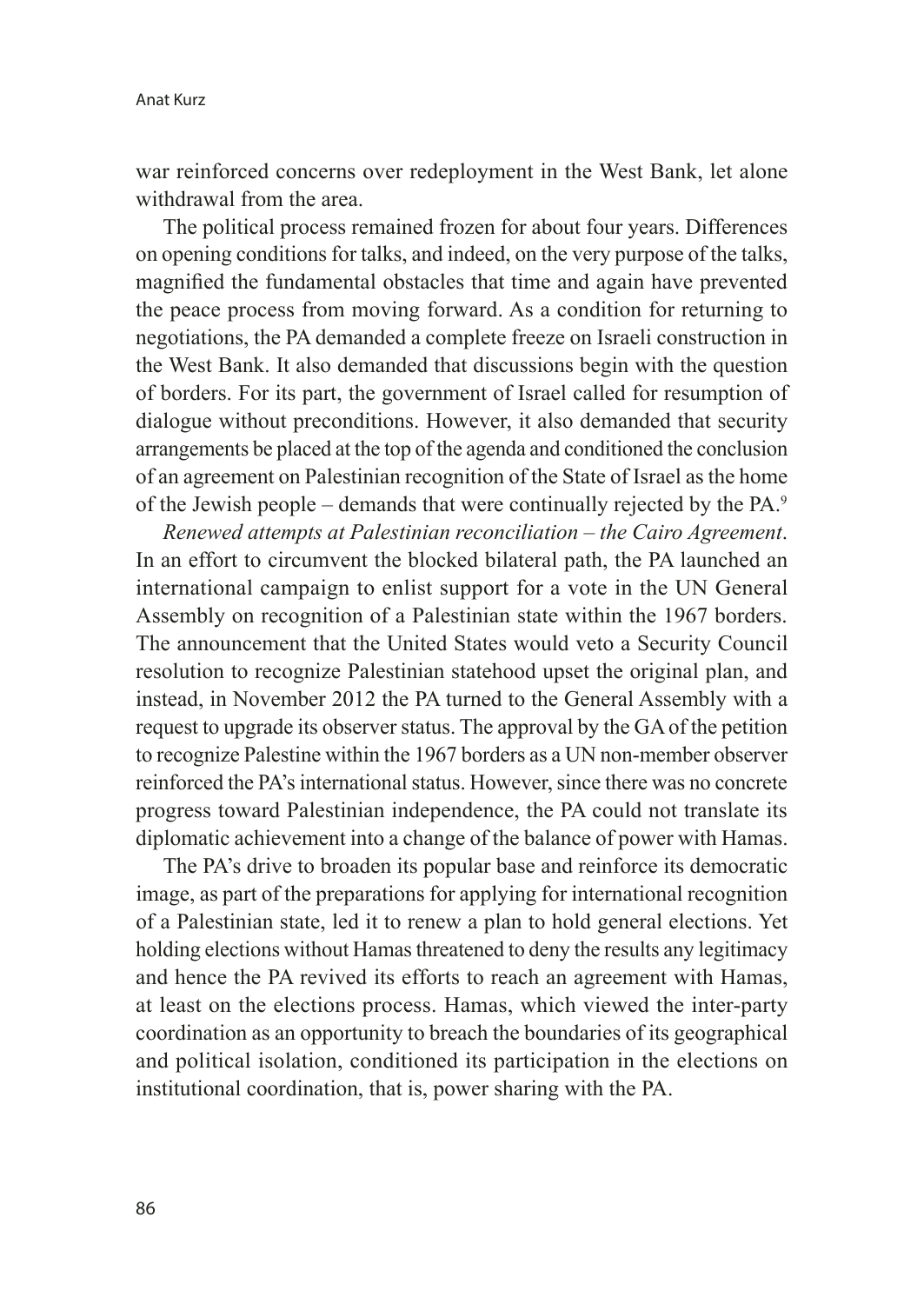war reinforced concerns over redeployment in the West Bank, let alone withdrawal from the area.

The political process remained frozen for about four years. Differences on opening conditions for talks, and indeed, on the very purpose of the talks, magnified the fundamental obstacles that time and again have prevented the peace process from moving forward. As a condition for returning to negotiations, the PA demanded a complete freeze on Israeli construction in the West Bank. It also demanded that discussions begin with the question of borders. For its part, the government of Israel called for resumption of dialogue without preconditions. However, it also demanded that security arrangements be placed at the top of the agenda and conditioned the conclusion of an agreement on Palestinian recognition of the State of Israel as the home of the Jewish people – demands that were continually rejected by the PA.[9]

*Renewed attempts at Palestinian reconciliation – the Cairo Agreement*. In an effort to circumvent the blocked bilateral path, the PA launched an international campaign to enlist support for a vote in the UN General Assembly on recognition of a Palestinian state within the 1967 borders. The announcement that the United States would veto a Security Council resolution to recognize Palestinian statehood upset the original plan, and instead, in November 2012 the PA turned to the General Assembly with a request to upgrade its observer status. The approval by the GA of the petition to recognize Palestine within the 1967 borders as a UN non-member observer reinforced the PA's international status. However, since there was no concrete progress toward Palestinian independence, the PA could not translate its diplomatic achievement into a change of the balance of power with Hamas.

The PA's drive to broaden its popular base and reinforce its democratic image, as part of the preparations for applying for international recognition of a Palestinian state, led it to renew a plan to hold general elections. Yet holding elections without Hamas threatened to deny the results any legitimacy and hence the PA revived its efforts to reach an agreement with Hamas, at least on the elections process. Hamas, which viewed the inter-party coordination as an opportunity to breach the boundaries of its geographical and political isolation, conditioned its participation in the elections on institutional coordination, that is, power sharing with the PA.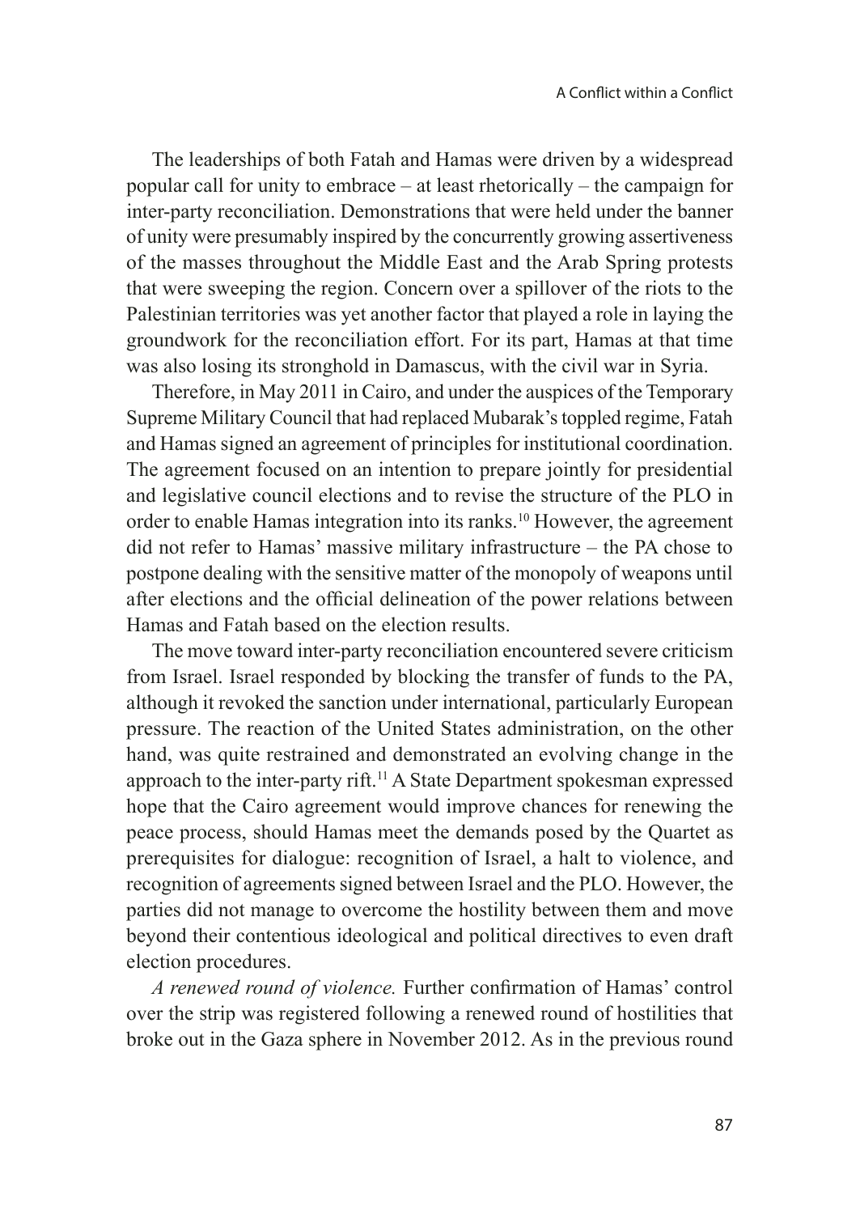The leaderships of both Fatah and Hamas were driven by a widespread popular call for unity to embrace – at least rhetorically – the campaign for inter-party reconciliation. Demonstrations that were held under the banner of unity were presumably inspired by the concurrently growing assertiveness of the masses throughout the Middle East and the Arab Spring protests that were sweeping the region. Concern over a spillover of the riots to the Palestinian territories was yet another factor that played a role in laying the groundwork for the reconciliation effort. For its part, Hamas at that time was also losing its stronghold in Damascus, with the civil war in Syria.

Therefore, in May 2011 in Cairo, and under the auspices of the Temporary Supreme Military Council that had replaced Mubarak's toppled regime, Fatah and Hamas signed an agreement of principles for institutional coordination. The agreement focused on an intention to prepare jointly for presidential and legislative council elections and to revise the structure of the PLO in order to enable Hamas integration into its ranks.[10] However, the agreement did not refer to Hamas' massive military infrastructure – the PA chose to postpone dealing with the sensitive matter of the monopoly of weapons until after elections and the official delineation of the power relations between Hamas and Fatah based on the election results.

The move toward inter-party reconciliation encountered severe criticism from Israel. Israel responded by blocking the transfer of funds to the PA, although it revoked the sanction under international, particularly European pressure. The reaction of the United States administration, on the other hand, was quite restrained and demonstrated an evolving change in the approach to the inter-party rift.[11] A State Department spokesman expressed hope that the Cairo agreement would improve chances for renewing the peace process, should Hamas meet the demands posed by the Quartet as prerequisites for dialogue: recognition of Israel, a halt to violence, and recognition of agreements signed between Israel and the PLO. However, the parties did not manage to overcome the hostility between them and move beyond their contentious ideological and political directives to even draft election procedures.

*A renewed round of violence.* Further confirmation of Hamas' control over the strip was registered following a renewed round of hostilities that broke out in the Gaza sphere in November 2012. As in the previous round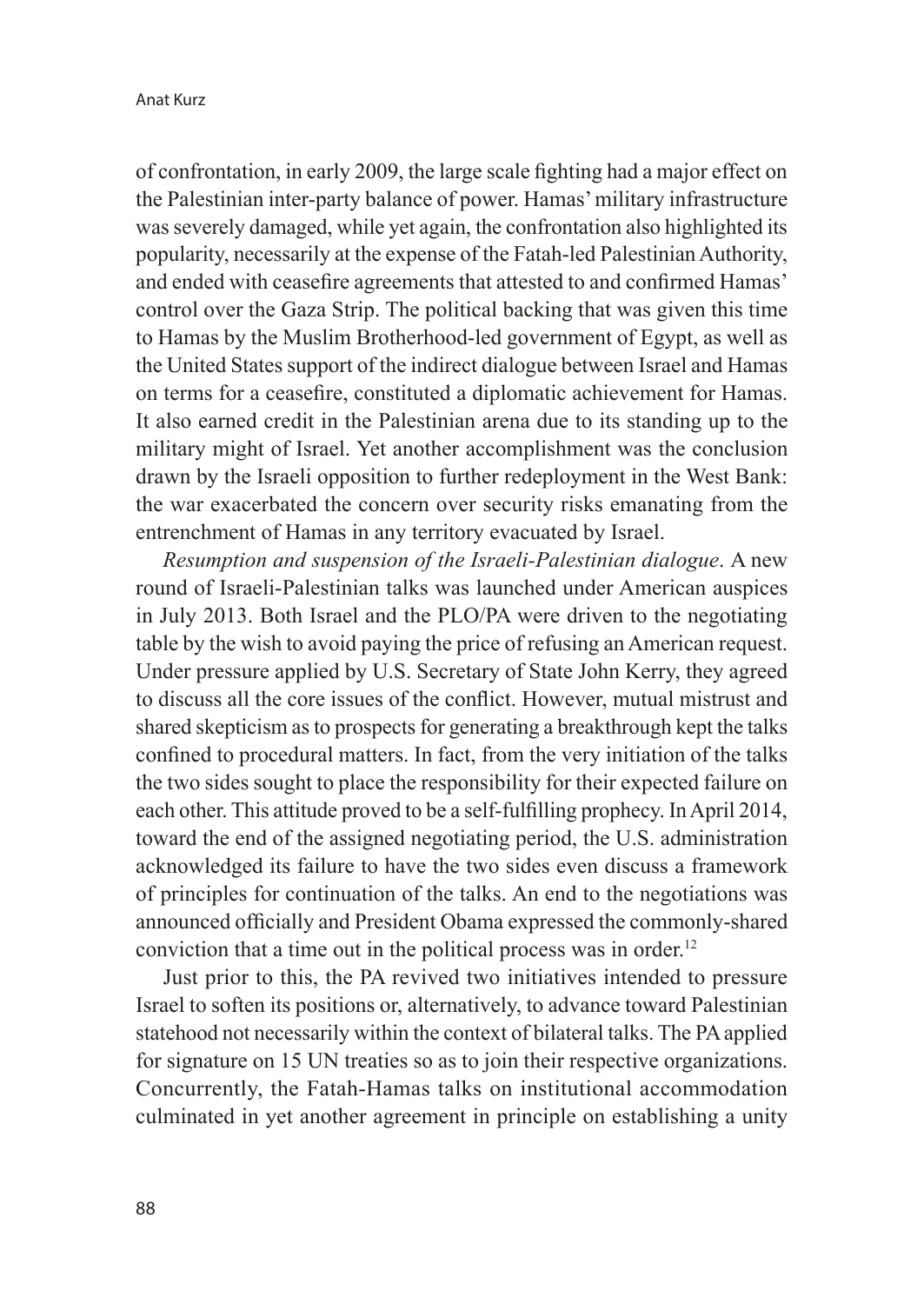of confrontation, in early 2009, the large scale fighting had a major effect on the Palestinian inter-party balance of power. Hamas' military infrastructure was severely damaged, while yet again, the confrontation also highlighted its popularity, necessarily at the expense of the Fatah-led Palestinian Authority, and ended with ceasefire agreements that attested to and confirmed Hamas' control over the Gaza Strip. The political backing that was given this time to Hamas by the Muslim Brotherhood-led government of Egypt, as well as the United States support of the indirect dialogue between Israel and Hamas on terms for a ceasefire, constituted a diplomatic achievement for Hamas. It also earned credit in the Palestinian arena due to its standing up to the military might of Israel. Yet another accomplishment was the conclusion drawn by the Israeli opposition to further redeployment in the West Bank: the war exacerbated the concern over security risks emanating from the entrenchment of Hamas in any territory evacuated by Israel.

*Resumption and suspension of the Israeli-Palestinian dialogue*. A new round of Israeli-Palestinian talks was launched under American auspices in July 2013. Both Israel and the PLO/PA were driven to the negotiating table by the wish to avoid paying the price of refusing an American request. Under pressure applied by U.S. Secretary of State John Kerry, they agreed to discuss all the core issues of the conflict. However, mutual mistrust and shared skepticism as to prospects for generating a breakthrough kept the talks confined to procedural matters. In fact, from the very initiation of the talks the two sides sought to place the responsibility for their expected failure on each other. This attitude proved to be a self-fulfilling prophecy. In April 2014, toward the end of the assigned negotiating period, the U.S. administration acknowledged its failure to have the two sides even discuss a framework of principles for continuation of the talks. An end to the negotiations was announced officially and President Obama expressed the commonly-shared conviction that a time out in the political process was in order.[12]

Just prior to this, the PA revived two initiatives intended to pressure Israel to soften its positions or, alternatively, to advance toward Palestinian statehood not necessarily within the context of bilateral talks. The PA applied for signature on 15 UN treaties so as to join their respective organizations. Concurrently, the Fatah-Hamas talks on institutional accommodation culminated in yet another agreement in principle on establishing a unity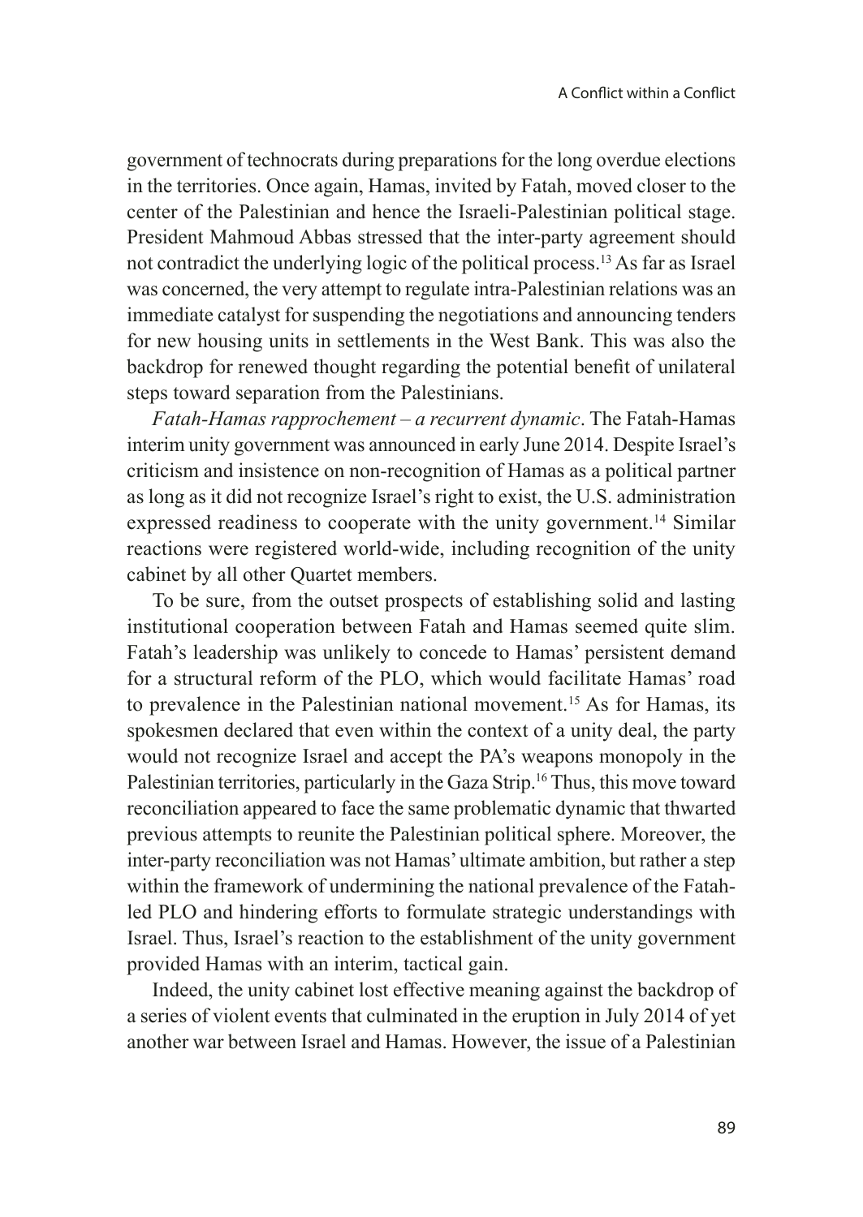government of technocrats during preparations for the long overdue elections in the territories. Once again, Hamas, invited by Fatah, moved closer to the center of the Palestinian and hence the Israeli-Palestinian political stage. President Mahmoud Abbas stressed that the inter-party agreement should not contradict the underlying logic of the political process.[13] As far as Israel was concerned, the very attempt to regulate intra-Palestinian relations was an immediate catalyst for suspending the negotiations and announcing tenders for new housing units in settlements in the West Bank. This was also the backdrop for renewed thought regarding the potential benefit of unilateral steps toward separation from the Palestinians.

*Fatah-Hamas rapprochement – a recurrent dynamic*. The Fatah-Hamas interim unity government was announced in early June 2014. Despite Israel's criticism and insistence on non-recognition of Hamas as a political partner as long as it did not recognize Israel's right to exist, the U.S. administration expressed readiness to cooperate with the unity government.[14] Similar reactions were registered world-wide, including recognition of the unity cabinet by all other Quartet members.

To be sure, from the outset prospects of establishing solid and lasting institutional cooperation between Fatah and Hamas seemed quite slim. Fatah's leadership was unlikely to concede to Hamas' persistent demand for a structural reform of the PLO, which would facilitate Hamas' road to prevalence in the Palestinian national movement.[15] As for Hamas, its spokesmen declared that even within the context of a unity deal, the party would not recognize Israel and accept the PA's weapons monopoly in the Palestinian territories, particularly in the Gaza Strip.[16] Thus, this move toward reconciliation appeared to face the same problematic dynamic that thwarted previous attempts to reunite the Palestinian political sphere. Moreover, the inter-party reconciliation was not Hamas' ultimate ambition, but rather a step within the framework of undermining the national prevalence of the Fatah-led PLO and hindering efforts to formulate strategic understandings with Israel. Thus, Israel's reaction to the establishment of the unity government provided Hamas with an interim, tactical gain.

Indeed, the unity cabinet lost effective meaning against the backdrop of a series of violent events that culminated in the eruption in July 2014 of yet another war between Israel and Hamas. However, the issue of a Palestinian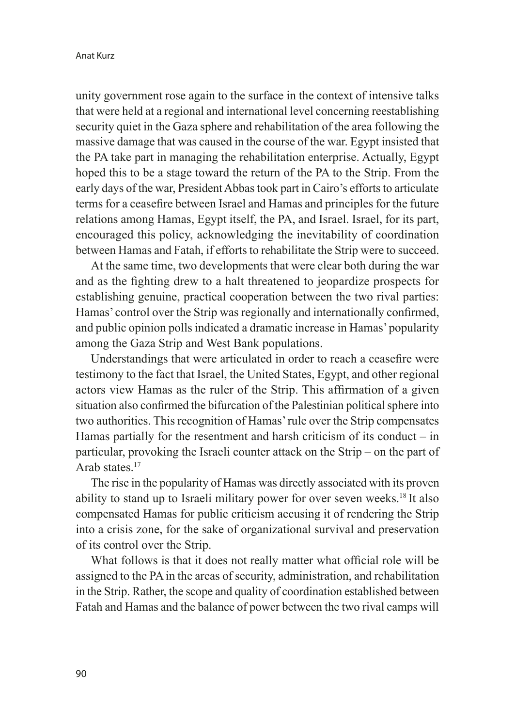unity government rose again to the surface in the context of intensive talks that were held at a regional and international level concerning reestablishing security quiet in the Gaza sphere and rehabilitation of the area following the massive damage that was caused in the course of the war. Egypt insisted that the PA take part in managing the rehabilitation enterprise. Actually, Egypt hoped this to be a stage toward the return of the PA to the Strip. From the early days of the war, President Abbas took part in Cairo's efforts to articulate terms for a ceasefire between Israel and Hamas and principles for the future relations among Hamas, Egypt itself, the PA, and Israel. Israel, for its part, encouraged this policy, acknowledging the inevitability of coordination between Hamas and Fatah, if efforts to rehabilitate the Strip were to succeed.

At the same time, two developments that were clear both during the war and as the fighting drew to a halt threatened to jeopardize prospects for establishing genuine, practical cooperation between the two rival parties: Hamas' control over the Strip was regionally and internationally confirmed, and public opinion polls indicated a dramatic increase in Hamas' popularity among the Gaza Strip and West Bank populations.

Understandings that were articulated in order to reach a ceasefire were testimony to the fact that Israel, the United States, Egypt, and other regional actors view Hamas as the ruler of the Strip. This affirmation of a given situation also confirmed the bifurcation of the Palestinian political sphere into two authorities. This recognition of Hamas' rule over the Strip compensates Hamas partially for the resentment and harsh criticism of its conduct – in particular, provoking the Israeli counter attack on the Strip – on the part of Arab states.[17]

The rise in the popularity of Hamas was directly associated with its proven ability to stand up to Israeli military power for over seven weeks.[18] It also compensated Hamas for public criticism accusing it of rendering the Strip into a crisis zone, for the sake of organizational survival and preservation of its control over the Strip.

What follows is that it does not really matter what official role will be assigned to the PA in the areas of security, administration, and rehabilitation in the Strip. Rather, the scope and quality of coordination established between Fatah and Hamas and the balance of power between the two rival camps will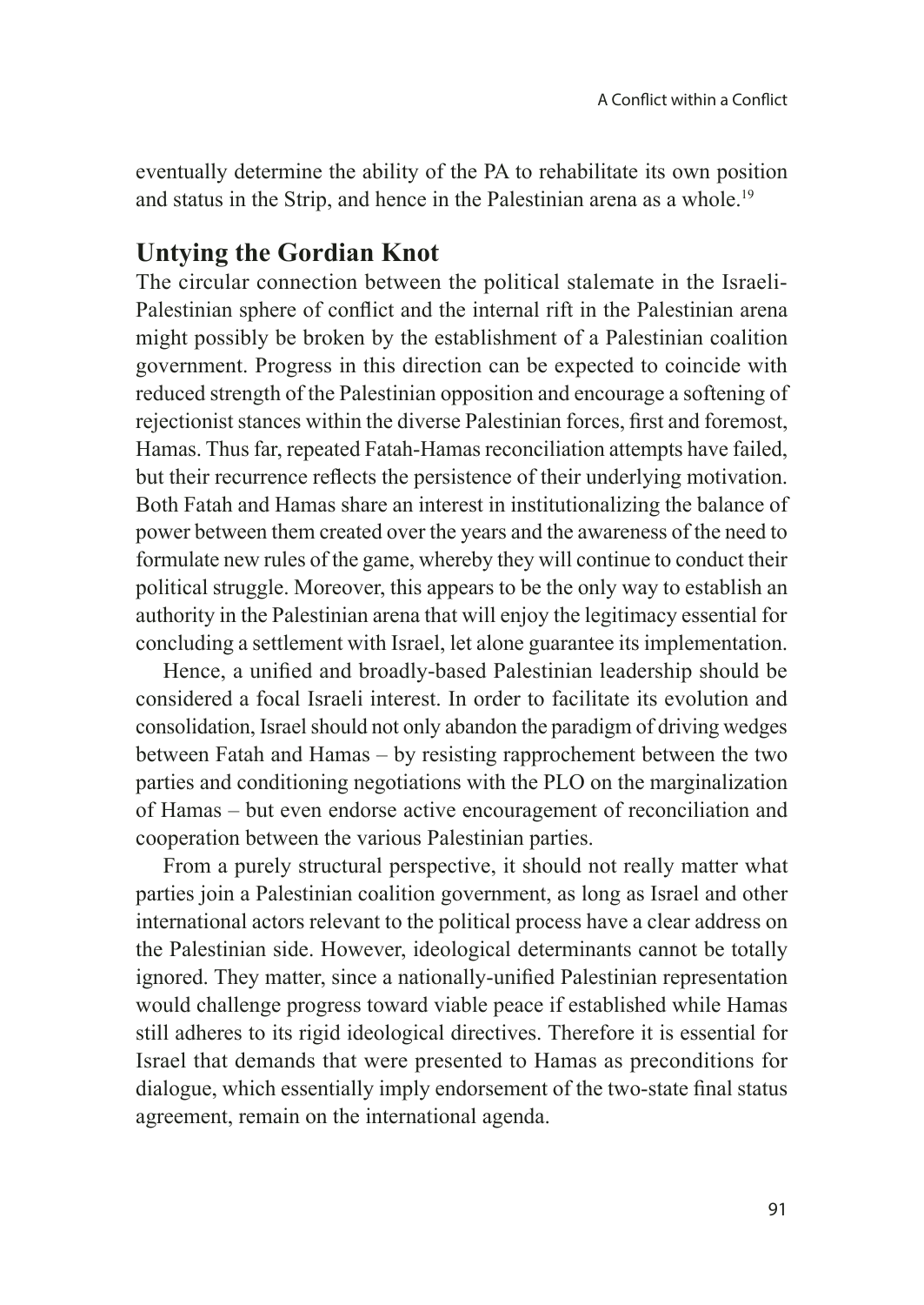eventually determine the ability of the PA to rehabilitate its own position and status in the Strip, and hence in the Palestinian arena as a whole.[19]

## Untying the Gordian Knot

The circular connection between the political stalemate in the Israeli-Palestinian sphere of conflict and the internal rift in the Palestinian arena might possibly be broken by the establishment of a Palestinian coalition government. Progress in this direction can be expected to coincide with reduced strength of the Palestinian opposition and encourage a softening of rejectionist stances within the diverse Palestinian forces, first and foremost, Hamas. Thus far, repeated Fatah-Hamas reconciliation attempts have failed, but their recurrence reflects the persistence of their underlying motivation. Both Fatah and Hamas share an interest in institutionalizing the balance of power between them created over the years and the awareness of the need to formulate new rules of the game, whereby they will continue to conduct their political struggle. Moreover, this appears to be the only way to establish an authority in the Palestinian arena that will enjoy the legitimacy essential for concluding a settlement with Israel, let alone guarantee its implementation.

Hence, a unified and broadly-based Palestinian leadership should be considered a focal Israeli interest. In order to facilitate its evolution and consolidation, Israel should not only abandon the paradigm of driving wedges between Fatah and Hamas – by resisting rapprochement between the two parties and conditioning negotiations with the PLO on the marginalization of Hamas – but even endorse active encouragement of reconciliation and cooperation between the various Palestinian parties.

From a purely structural perspective, it should not really matter what parties join a Palestinian coalition government, as long as Israel and other international actors relevant to the political process have a clear address on the Palestinian side. However, ideological determinants cannot be totally ignored. They matter, since a nationally-unified Palestinian representation would challenge progress toward viable peace if established while Hamas still adheres to its rigid ideological directives. Therefore it is essential for Israel that demands that were presented to Hamas as preconditions for dialogue, which essentially imply endorsement of the two-state final status agreement, remain on the international agenda.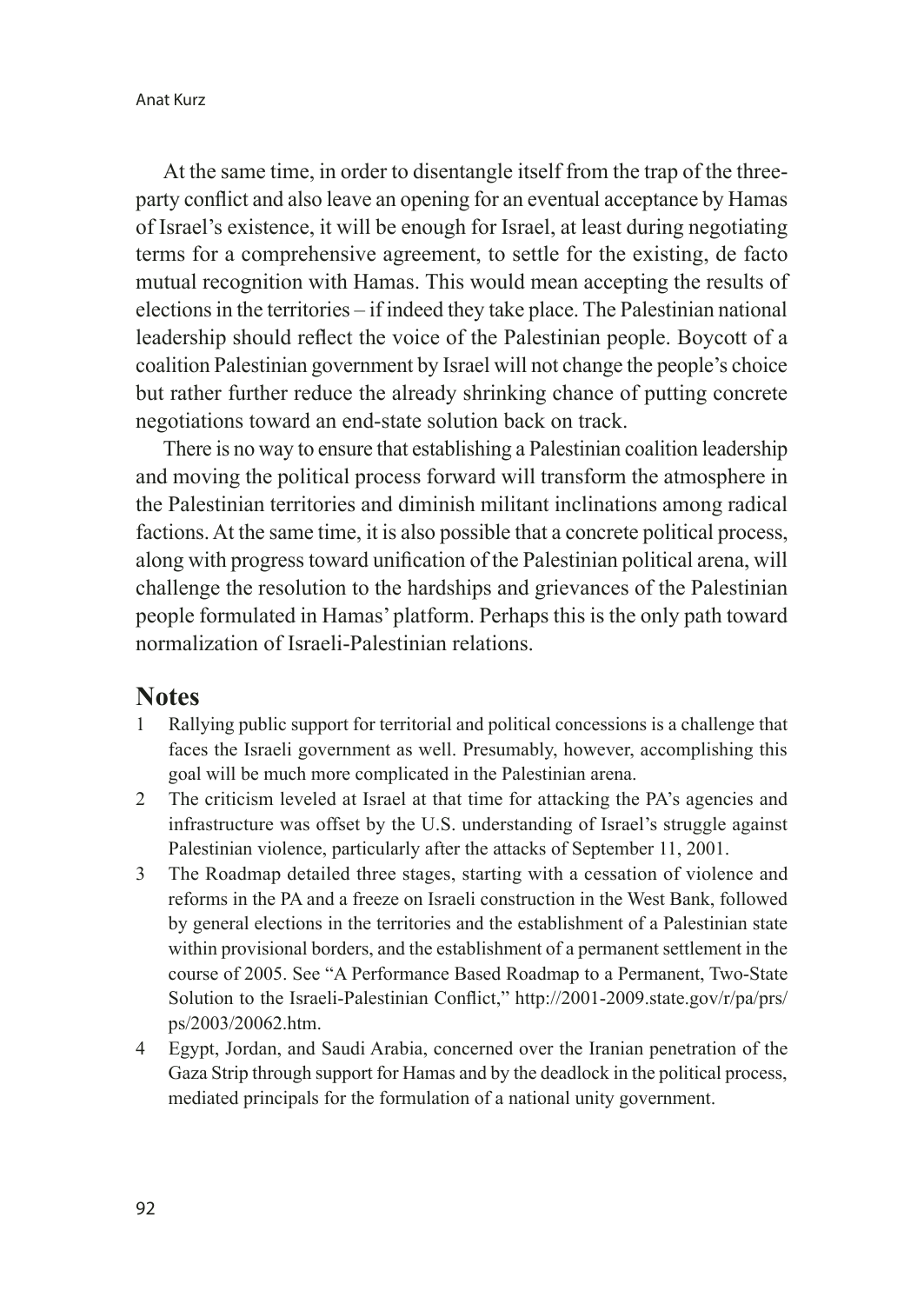At the same time, in order to disentangle itself from the trap of the three-party conflict and also leave an opening for an eventual acceptance by Hamas of Israel's existence, it will be enough for Israel, at least during negotiating terms for a comprehensive agreement, to settle for the existing, de facto mutual recognition with Hamas. This would mean accepting the results of elections in the territories – if indeed they take place. The Palestinian national leadership should reflect the voice of the Palestinian people. Boycott of a coalition Palestinian government by Israel will not change the people's choice but rather further reduce the already shrinking chance of putting concrete negotiations toward an end-state solution back on track.

There is no way to ensure that establishing a Palestinian coalition leadership and moving the political process forward will transform the atmosphere in the Palestinian territories and diminish militant inclinations among radical factions. At the same time, it is also possible that a concrete political process, along with progress toward unification of the Palestinian political arena, will challenge the resolution to the hardships and grievances of the Palestinian people formulated in Hamas' platform. Perhaps this is the only path toward normalization of Israeli-Palestinian relations.

## Notes

1. Rallying public support for territorial and political concessions is a challenge that faces the Israeli government as well. Presumably, however, accomplishing this goal will be much more complicated in the Palestinian arena.
2. The criticism leveled at Israel at that time for attacking the PA's agencies and infrastructure was offset by the U.S. understanding of Israel's struggle against Palestinian violence, particularly after the attacks of September 11, 2001.
3. The Roadmap detailed three stages, starting with a cessation of violence and reforms in the PA and a freeze on Israeli construction in the West Bank, followed by general elections in the territories and the establishment of a Palestinian state within provisional borders, and the establishment of a permanent settlement in the course of 2005. See "A Performance Based Roadmap to a Permanent, Two-State Solution to the Israeli-Palestinian Conflict," http://2001-2009.state.gov/r/pa/prs/ps/2003/20062.htm.
4. Egypt, Jordan, and Saudi Arabia, concerned over the Iranian penetration of the Gaza Strip through support for Hamas and by the deadlock in the political process, mediated principals for the formulation of a national unity government.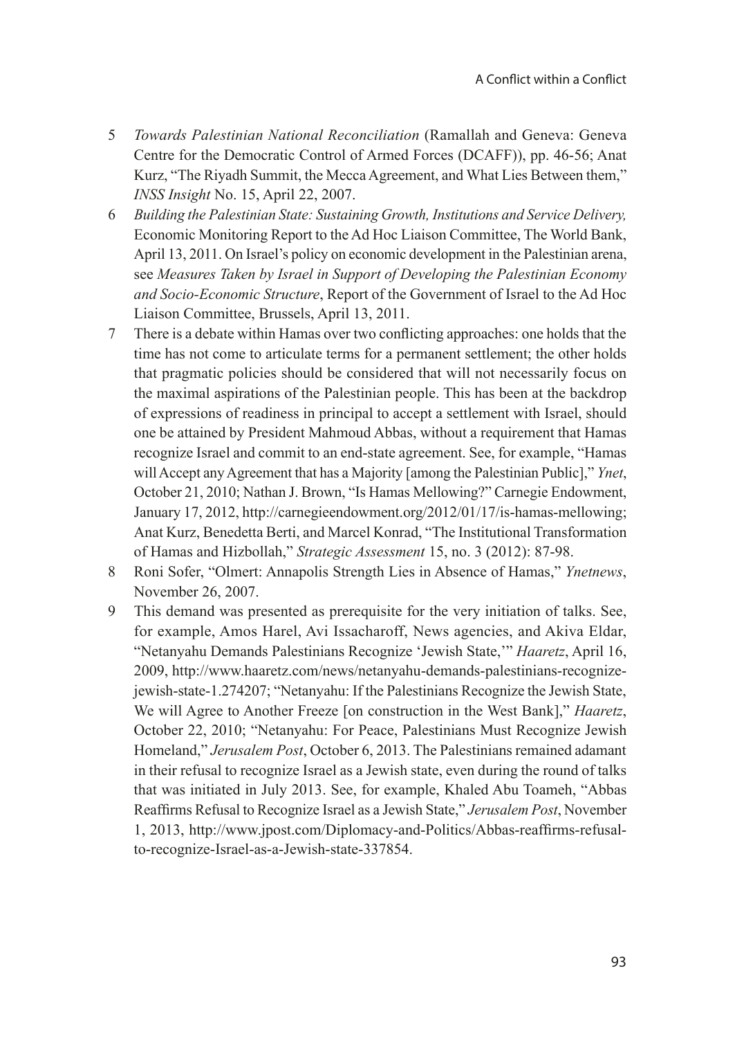5 *Towards Palestinian National Reconciliation* (Ramallah and Geneva: Geneva Centre for the Democratic Control of Armed Forces (DCAFF)), pp. 46-56; Anat Kurz, "The Riyadh Summit, the Mecca Agreement, and What Lies Between them," *INSS Insight* No. 15, April 22, 2007.

6 *Building the Palestinian State: Sustaining Growth, Institutions and Service Delivery,* Economic Monitoring Report to the Ad Hoc Liaison Committee, The World Bank, April 13, 2011. On Israel's policy on economic development in the Palestinian arena, see *Measures Taken by Israel in Support of Developing the Palestinian Economy and Socio-Economic Structure*, Report of the Government of Israel to the Ad Hoc Liaison Committee, Brussels, April 13, 2011.

7 There is a debate within Hamas over two conflicting approaches: one holds that the time has not come to articulate terms for a permanent settlement; the other holds that pragmatic policies should be considered that will not necessarily focus on the maximal aspirations of the Palestinian people. This has been at the backdrop of expressions of readiness in principal to accept a settlement with Israel, should one be attained by President Mahmoud Abbas, without a requirement that Hamas recognize Israel and commit to an end-state agreement. See, for example, "Hamas will Accept any Agreement that has a Majority [among the Palestinian Public]," *Ynet*, October 21, 2010; Nathan J. Brown, "Is Hamas Mellowing?" Carnegie Endowment, January 17, 2012, http://carnegieendowment.org/2012/01/17/is-hamas-mellowing; Anat Kurz, Benedetta Berti, and Marcel Konrad, "The Institutional Transformation of Hamas and Hizbollah," *Strategic Assessment* 15, no. 3 (2012): 87-98.

8 Roni Sofer, "Olmert: Annapolis Strength Lies in Absence of Hamas," *Ynetnews*, November 26, 2007.

9 This demand was presented as prerequisite for the very initiation of talks. See, for example, Amos Harel, Avi Issacharoff, News agencies, and Akiva Eldar, "Netanyahu Demands Palestinians Recognize 'Jewish State,'" *Haaretz*, April 16, 2009, http://www.haaretz.com/news/netanyahu-demands-palestinians-recognize-jewish-state-1.274207; "Netanyahu: If the Palestinians Recognize the Jewish State, We will Agree to Another Freeze [on construction in the West Bank]," *Haaretz*, October 22, 2010; "Netanyahu: For Peace, Palestinians Must Recognize Jewish Homeland," *Jerusalem Post*, October 6, 2013. The Palestinians remained adamant in their refusal to recognize Israel as a Jewish state, even during the round of talks that was initiated in July 2013. See, for example, Khaled Abu Toameh, "Abbas Reaffirms Refusal to Recognize Israel as a Jewish State," *Jerusalem Post*, November 1, 2013, http://www.jpost.com/Diplomacy-and-Politics/Abbas-reaffirms-refusal-to-recognize-Israel-as-a-Jewish-state-337854.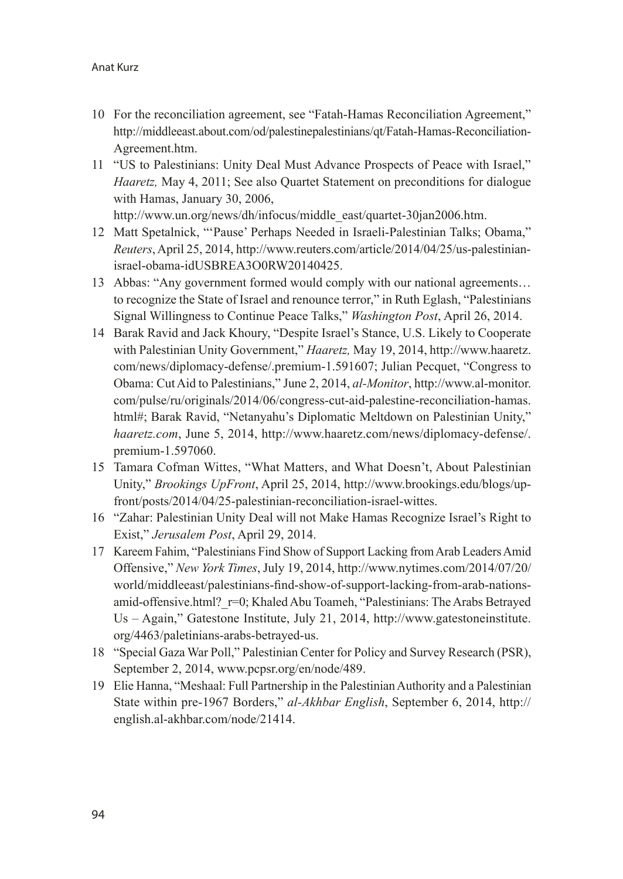10 For the reconciliation agreement, see "Fatah-Hamas Reconciliation Agreement," http://middleeast.about.com/od/palestinepalestinians/qt/Fatah-Hamas-Reconciliation-Agreement.htm.

11 "US to Palestinians: Unity Deal Must Advance Prospects of Peace with Israel," *Haaretz,* May 4, 2011; See also Quartet Statement on preconditions for dialogue with Hamas, January 30, 2006, http://www.un.org/news/dh/infocus/middle_east/quartet-30jan2006.htm.

12 Matt Spetalnick, "'Pause' Perhaps Needed in Israeli-Palestinian Talks; Obama," *Reuters*, April 25, 2014, http://www.reuters.com/article/2014/04/25/us-palestinian-israel-obama-idUSBREA3O0RW20140425.

13 Abbas: "Any government formed would comply with our national agreements… to recognize the State of Israel and renounce terror," in Ruth Eglash, "Palestinians Signal Willingness to Continue Peace Talks," *Washington Post*, April 26, 2014.

14 Barak Ravid and Jack Khoury, "Despite Israel's Stance, U.S. Likely to Cooperate with Palestinian Unity Government," *Haaretz,* May 19, 2014, http://www.haaretz.com/news/diplomacy-defense/.premium-1.591607; Julian Pecquet, "Congress to Obama: Cut Aid to Palestinians," June 2, 2014, *al-Monitor*, http://www.al-monitor.com/pulse/ru/originals/2014/06/congress-cut-aid-palestine-reconciliation-hamas.html#; Barak Ravid, "Netanyahu's Diplomatic Meltdown on Palestinian Unity," *haaretz.com*, June 5, 2014, http://www.haaretz.com/news/diplomacy-defense/.premium-1.597060.

15 Tamara Cofman Wittes, "What Matters, and What Doesn't, About Palestinian Unity," *Brookings UpFront*, April 25, 2014, http://www.brookings.edu/blogs/up-front/posts/2014/04/25-palestinian-reconciliation-israel-wittes.

16 "Zahar: Palestinian Unity Deal will not Make Hamas Recognize Israel's Right to Exist," *Jerusalem Post*, April 29, 2014.

17 Kareem Fahim, "Palestinians Find Show of Support Lacking from Arab Leaders Amid Offensive," *New York Times*, July 19, 2014, http://www.nytimes.com/2014/07/20/world/middleeast/palestinians-find-show-of-support-lacking-from-arab-nations-amid-offensive.html?_r=0; Khaled Abu Toameh, "Palestinians: The Arabs Betrayed Us – Again," Gatestone Institute, July 21, 2014, http://www.gatestoneinstitute.org/4463/paletinians-arabs-betrayed-us.

18 "Special Gaza War Poll," Palestinian Center for Policy and Survey Research (PSR), September 2, 2014, www.pcpsr.org/en/node/489.

19 Elie Hanna, "Meshaal: Full Partnership in the Palestinian Authority and a Palestinian State within pre-1967 Borders," *al-Akhbar English*, September 6, 2014, http://english.al-akhbar.com/node/21414.